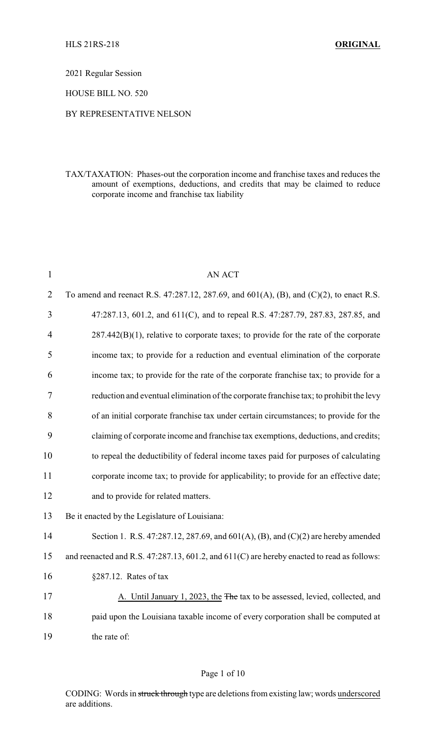HLS 21RS-218 **ORIGINAL**

2021 Regular Session

HOUSE BILL NO. 520

BY REPRESENTATIVE NELSON

TAX/TAXATION: Phases-out the corporation income and franchise taxes and reduces the amount of exemptions, deductions, and credits that may be claimed to reduce corporate income and franchise tax liability

AN ACT

To amend and reenact R.S. 47:287.12, 287.69, and 601(A), (B), and (C)(2), to enact R.S. 47:287.13, 601.2, and 611(C), and to repeal R.S. 47:287.79, 287.83, 287.85, and 287.442(B)(1), relative to corporate taxes; to provide for the rate of the corporate income tax; to provide for a reduction and eventual elimination of the corporate income tax; to provide for the rate of the corporate franchise tax; to provide for a reduction and eventual elimination of the corporate franchise tax; to prohibit the levy of an initial corporate franchise tax under certain circumstances; to provide for the claiming of corporate income and franchise tax exemptions, deductions, and credits; to repeal the deductibility of federal income taxes paid for purposes of calculating corporate income tax; to provide for applicability; to provide for an effective date; and to provide for related matters.

Be it enacted by the Legislature of Louisiana:

Section 1. R.S. 47:287.12, 287.69, and 601(A), (B), and (C)(2) are hereby amended and reenacted and R.S. 47:287.13, 601.2, and 611(C) are hereby enacted to read as follows:

§287.12. Rates of tax

A. Until January 1, 2023, the ~~The~~ tax to be assessed, levied, collected, and paid upon the Louisiana taxable income of every corporation shall be computed at the rate of:

CODING: Words in ~~struck through~~ type are deletions from existing law; words underscored are additions.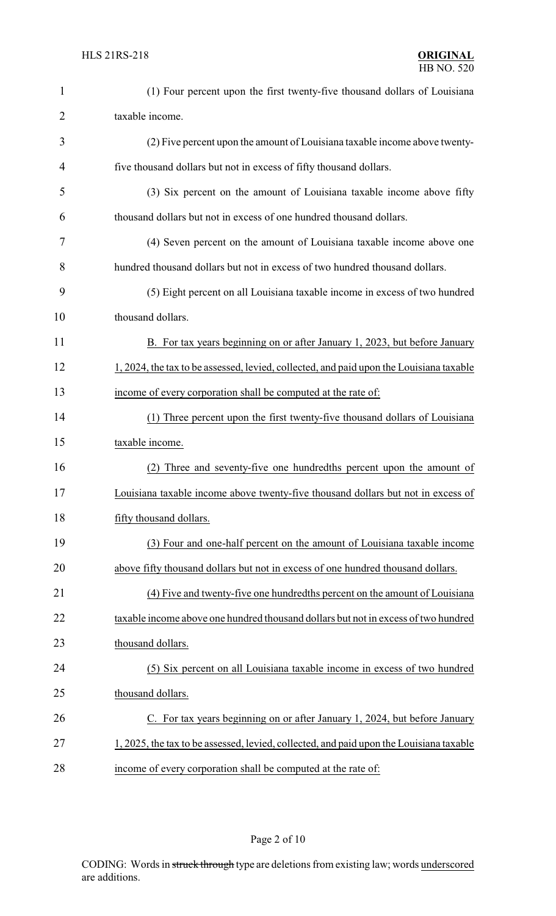(1) Four percent upon the first twenty-five thousand dollars of Louisiana taxable income.

(2) Five percent upon the amount of Louisiana taxable income above twenty-five thousand dollars but not in excess of fifty thousand dollars.

(3) Six percent on the amount of Louisiana taxable income above fifty thousand dollars but not in excess of one hundred thousand dollars.

(4) Seven percent on the amount of Louisiana taxable income above one hundred thousand dollars but not in excess of two hundred thousand dollars.

(5) Eight percent on all Louisiana taxable income in excess of two hundred thousand dollars.

<u>B. For tax years beginning on or after January 1, 2023, but before January 1, 2024, the tax to be assessed, levied, collected, and paid upon the Louisiana taxable income of every corporation shall be computed at the rate of:</u>

<u>(1) Three percent upon the first twenty-five thousand dollars of Louisiana taxable income.</u>

<u>(2) Three and seventy-five one hundredths percent upon the amount of Louisiana taxable income above twenty-five thousand dollars but not in excess of fifty thousand dollars.</u>

<u>(3) Four and one-half percent on the amount of Louisiana taxable income above fifty thousand dollars but not in excess of one hundred thousand dollars.</u>

<u>(4) Five and twenty-five one hundredths percent on the amount of Louisiana taxable income above one hundred thousand dollars but not in excess of two hundred thousand dollars.</u>

<u>(5) Six percent on all Louisiana taxable income in excess of two hundred thousand dollars.</u>

<u>C. For tax years beginning on or after January 1, 2024, but before January 1, 2025, the tax to be assessed, levied, collected, and paid upon the Louisiana taxable income of every corporation shall be computed at the rate of:</u>

CODING: Words in ~~struck through~~ type are deletions from existing law; words <u>underscored</u> are additions.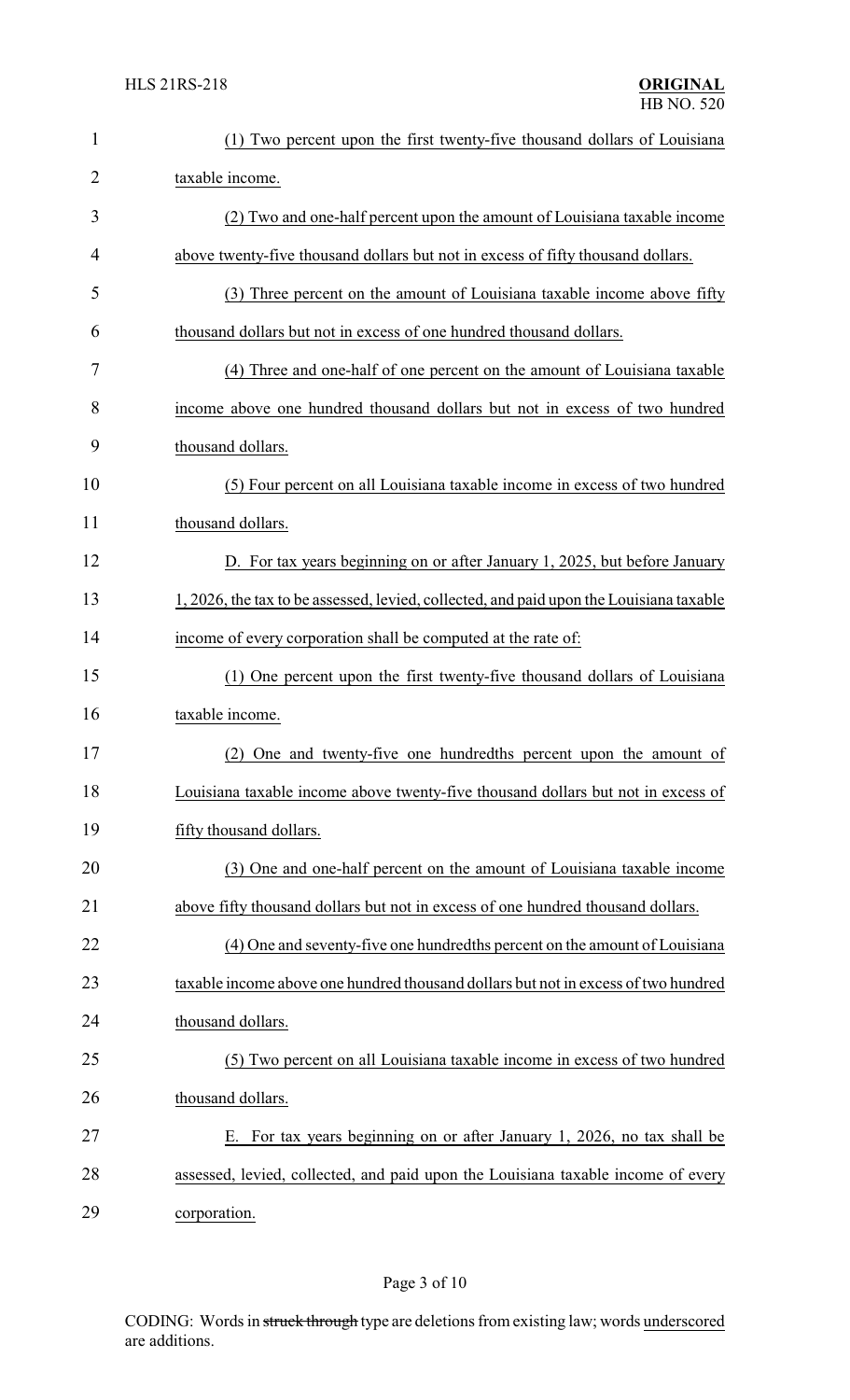(1) Two percent upon the first twenty-five thousand dollars of Louisiana taxable income.

(2) Two and one-half percent upon the amount of Louisiana taxable income above twenty-five thousand dollars but not in excess of fifty thousand dollars.

(3) Three percent on the amount of Louisiana taxable income above fifty thousand dollars but not in excess of one hundred thousand dollars.

(4) Three and one-half of one percent on the amount of Louisiana taxable income above one hundred thousand dollars but not in excess of two hundred thousand dollars.

(5) Four percent on all Louisiana taxable income in excess of two hundred thousand dollars.

D. For tax years beginning on or after January 1, 2025, but before January 1, 2026, the tax to be assessed, levied, collected, and paid upon the Louisiana taxable income of every corporation shall be computed at the rate of:

(1) One percent upon the first twenty-five thousand dollars of Louisiana taxable income.

(2) One and twenty-five one hundredths percent upon the amount of Louisiana taxable income above twenty-five thousand dollars but not in excess of fifty thousand dollars.

(3) One and one-half percent on the amount of Louisiana taxable income above fifty thousand dollars but not in excess of one hundred thousand dollars.

(4) One and seventy-five one hundredths percent on the amount of Louisiana taxable income above one hundred thousand dollars but not in excess of two hundred thousand dollars.

(5) Two percent on all Louisiana taxable income in excess of two hundred thousand dollars.

E. For tax years beginning on or after January 1, 2026, no tax shall be assessed, levied, collected, and paid upon the Louisiana taxable income of every corporation.

CODING: Words in ~~struck through~~ type are deletions from existing law; words underscored are additions.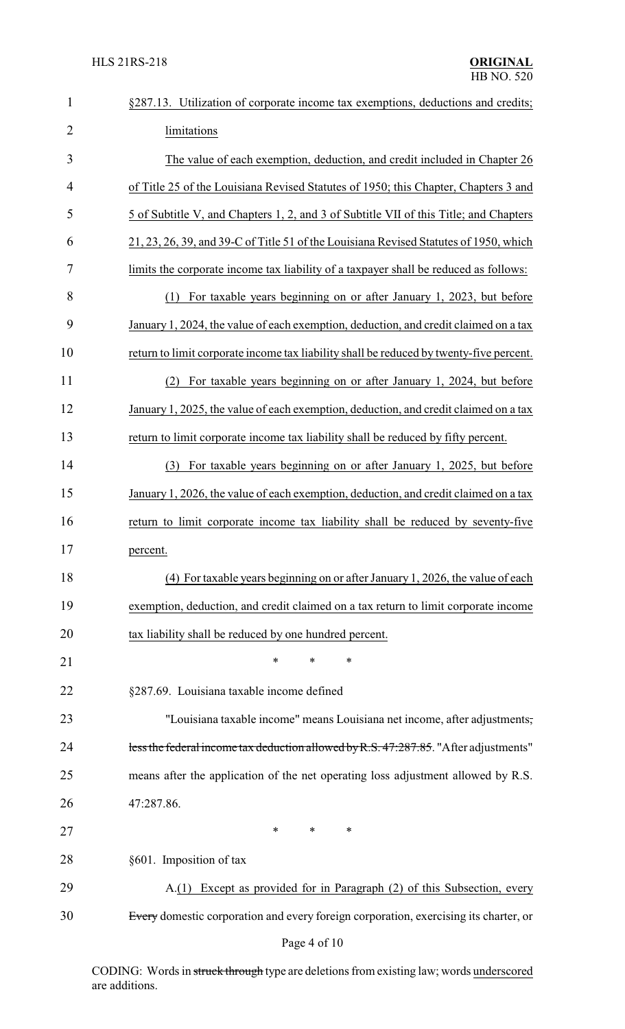§287.13. Utilization of corporate income tax exemptions, deductions and credits; limitations

The value of each exemption, deduction, and credit included in Chapter 26 of Title 25 of the Louisiana Revised Statutes of 1950; this Chapter, Chapters 3 and 5 of Subtitle V, and Chapters 1, 2, and 3 of Subtitle VII of this Title; and Chapters 21, 23, 26, 39, and 39-C of Title 51 of the Louisiana Revised Statutes of 1950, which limits the corporate income tax liability of a taxpayer shall be reduced as follows:

(1) For taxable years beginning on or after January 1, 2023, but before January 1, 2024, the value of each exemption, deduction, and credit claimed on a tax return to limit corporate income tax liability shall be reduced by twenty-five percent.

(2) For taxable years beginning on or after January 1, 2024, but before January 1, 2025, the value of each exemption, deduction, and credit claimed on a tax return to limit corporate income tax liability shall be reduced by fifty percent.

(3) For taxable years beginning on or after January 1, 2025, but before January 1, 2026, the value of each exemption, deduction, and credit claimed on a tax return to limit corporate income tax liability shall be reduced by seventy-five percent.

(4) For taxable years beginning on or after January 1, 2026, the value of each exemption, deduction, and credit claimed on a tax return to limit corporate income tax liability shall be reduced by one hundred percent.

\* \* \*

§287.69. Louisiana taxable income defined

"Louisiana taxable income" means Louisiana net income, after adjustments, ~~less the federal income tax deduction allowed by R.S. 47:287.85~~. "After adjustments" means after the application of the net operating loss adjustment allowed by R.S. 47:287.86.

\* \* \*

§601. Imposition of tax

A.(1) Except as provided for in Paragraph (2) of this Subsection, every ~~Every~~ domestic corporation and every foreign corporation, exercising its charter, or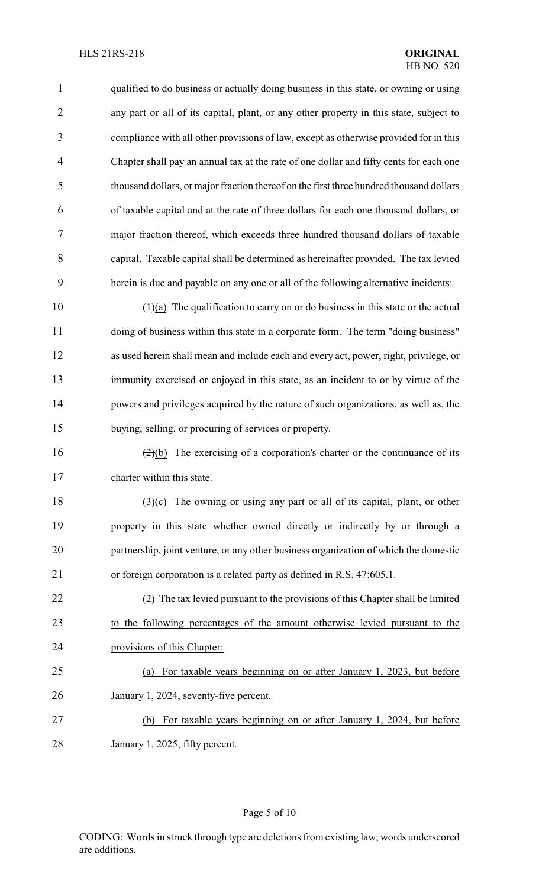qualified to do business or actually doing business in this state, or owning or using any part or all of its capital, plant, or any other property in this state, subject to compliance with all other provisions of law, except as otherwise provided for in this Chapter shall pay an annual tax at the rate of one dollar and fifty cents for each one thousand dollars, or major fraction thereof on the first three hundred thousand dollars of taxable capital and at the rate of three dollars for each one thousand dollars, or major fraction thereof, which exceeds three hundred thousand dollars of taxable capital. Taxable capital shall be determined as hereinafter provided. The tax levied herein is due and payable on any one or all of the following alternative incidents:

~~(1)~~(a) The qualification to carry on or do business in this state or the actual doing of business within this state in a corporate form. The term "doing business" as used herein shall mean and include each and every act, power, right, privilege, or immunity exercised or enjoyed in this state, as an incident to or by virtue of the powers and privileges acquired by the nature of such organizations, as well as, the buying, selling, or procuring of services or property.

~~(2)~~(b) The exercising of a corporation's charter or the continuance of its charter within this state.

~~(3)~~(c) The owning or using any part or all of its capital, plant, or other property in this state whether owned directly or indirectly by or through a partnership, joint venture, or any other business organization of which the domestic or foreign corporation is a related party as defined in R.S. 47:605.1.

<u>(2) The tax levied pursuant to the provisions of this Chapter shall be limited to the following percentages of the amount otherwise levied pursuant to the provisions of this Chapter:</u>

<u>(a) For taxable years beginning on or after January 1, 2023, but before January 1, 2024, seventy-five percent.</u>

<u>(b) For taxable years beginning on or after January 1, 2024, but before January 1, 2025, fifty percent.</u>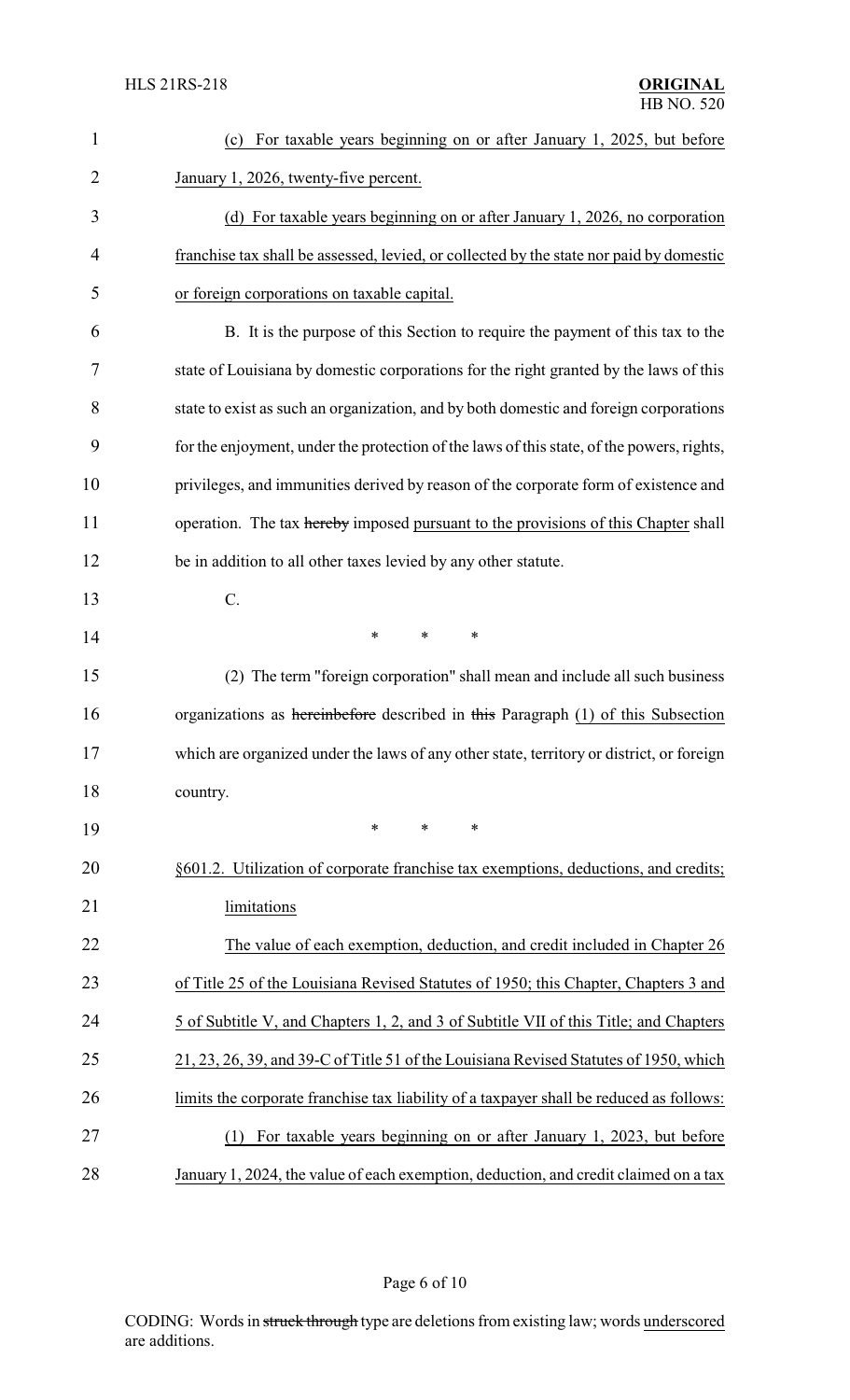(c) For taxable years beginning on or after January 1, 2025, but before January 1, 2026, twenty-five percent.

(d) For taxable years beginning on or after January 1, 2026, no corporation franchise tax shall be assessed, levied, or collected by the state nor paid by domestic or foreign corporations on taxable capital.

B. It is the purpose of this Section to require the payment of this tax to the state of Louisiana by domestic corporations for the right granted by the laws of this state to exist as such an organization, and by both domestic and foreign corporations for the enjoyment, under the protection of the laws of this state, of the powers, rights, privileges, and immunities derived by reason of the corporate form of existence and operation. The tax ~~hereby~~ imposed pursuant to the provisions of this Chapter shall be in addition to all other taxes levied by any other statute.

C.

\* \* \*

(2) The term "foreign corporation" shall mean and include all such business organizations as ~~hereinbefore~~ described in ~~this~~ Paragraph (1) of this Subsection which are organized under the laws of any other state, territory or district, or foreign country.

\* \* \*

§601.2. Utilization of corporate franchise tax exemptions, deductions, and credits; limitations

The value of each exemption, deduction, and credit included in Chapter 26 of Title 25 of the Louisiana Revised Statutes of 1950; this Chapter, Chapters 3 and 5 of Subtitle V, and Chapters 1, 2, and 3 of Subtitle VII of this Title; and Chapters 21, 23, 26, 39, and 39-C of Title 51 of the Louisiana Revised Statutes of 1950, which limits the corporate franchise tax liability of a taxpayer shall be reduced as follows:

(1) For taxable years beginning on or after January 1, 2023, but before January 1, 2024, the value of each exemption, deduction, and credit claimed on a tax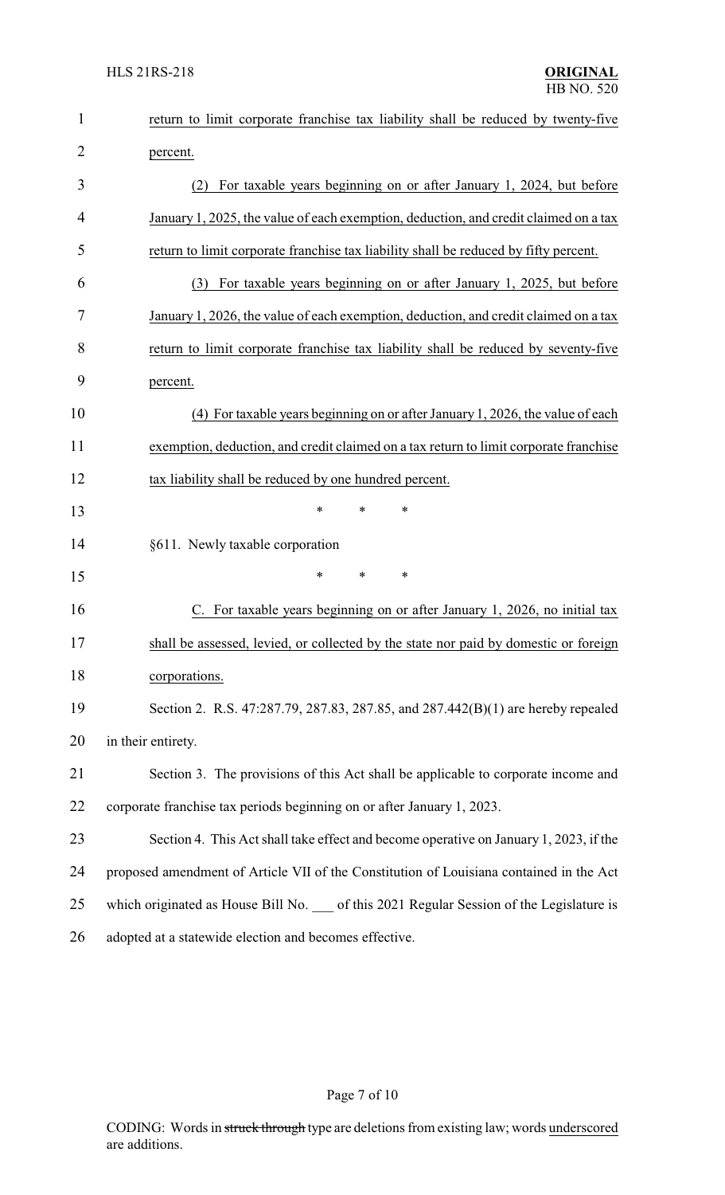return to limit corporate franchise tax liability shall be reduced by twenty-five percent.

(2) For taxable years beginning on or after January 1, 2024, but before January 1, 2025, the value of each exemption, deduction, and credit claimed on a tax return to limit corporate franchise tax liability shall be reduced by fifty percent.

(3) For taxable years beginning on or after January 1, 2025, but before January 1, 2026, the value of each exemption, deduction, and credit claimed on a tax return to limit corporate franchise tax liability shall be reduced by seventy-five percent.

(4) For taxable years beginning on or after January 1, 2026, the value of each exemption, deduction, and credit claimed on a tax return to limit corporate franchise tax liability shall be reduced by one hundred percent.

\* \* \*

§611. Newly taxable corporation

\* \* \*

C. For taxable years beginning on or after January 1, 2026, no initial tax shall be assessed, levied, or collected by the state nor paid by domestic or foreign corporations.

Section 2. R.S. 47:287.79, 287.83, 287.85, and 287.442(B)(1) are hereby repealed in their entirety.

Section 3. The provisions of this Act shall be applicable to corporate income and corporate franchise tax periods beginning on or after January 1, 2023.

Section 4. This Act shall take effect and become operative on January 1, 2023, if the proposed amendment of Article VII of the Constitution of Louisiana contained in the Act which originated as House Bill No. ___ of this 2021 Regular Session of the Legislature is adopted at a statewide election and becomes effective.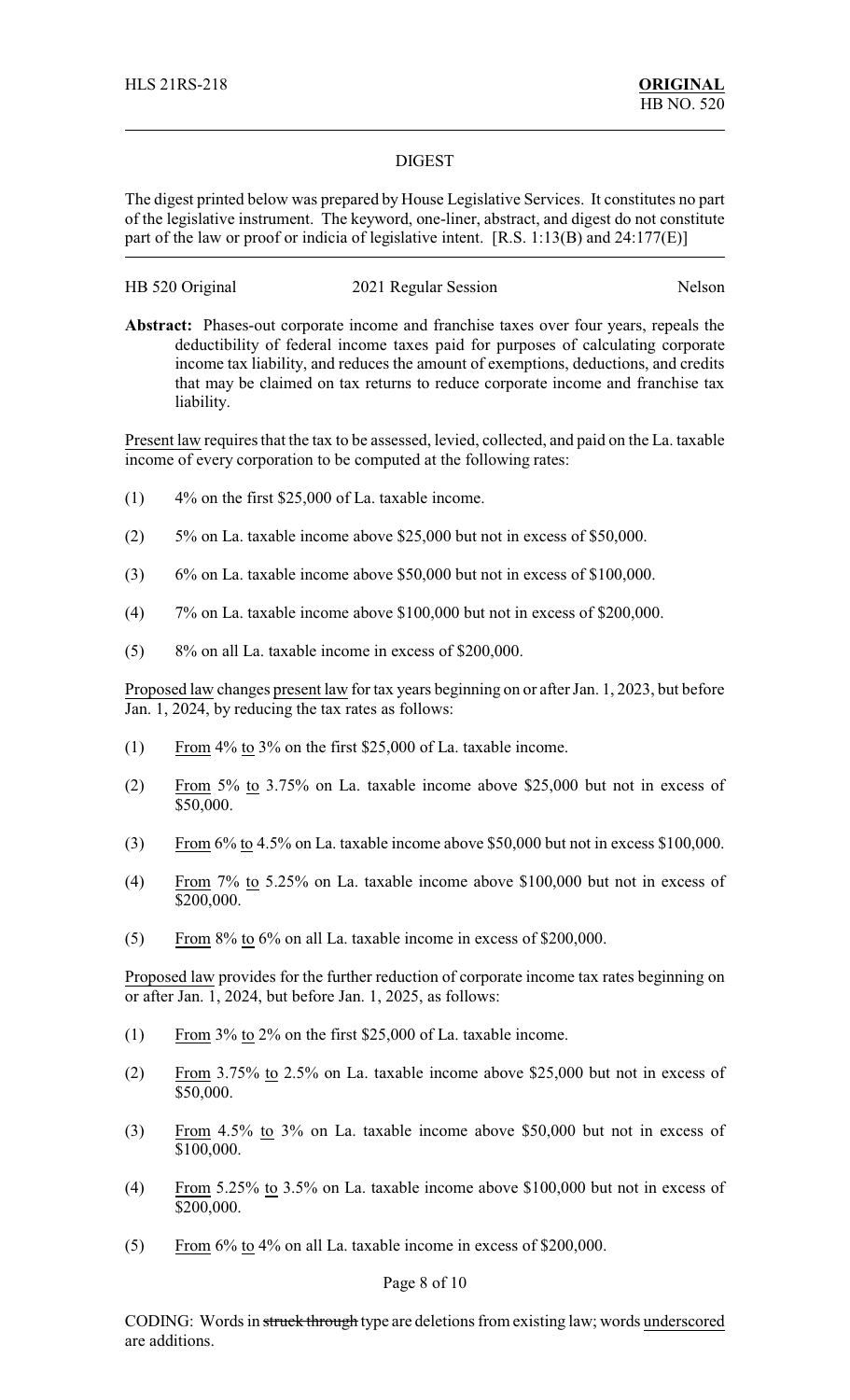HLS 21RS-218 **ORIGINAL**
HB NO. 520

DIGEST

The digest printed below was prepared by House Legislative Services. It constitutes no part of the legislative instrument. The keyword, one-liner, abstract, and digest do not constitute part of the law or proof or indicia of legislative intent. [R.S. 1:13(B) and 24:177(E)]

HB 520 Original 2021 Regular Session Nelson

**Abstract:** Phases-out corporate income and franchise taxes over four years, repeals the deductibility of federal income taxes paid for purposes of calculating corporate income tax liability, and reduces the amount of exemptions, deductions, and credits that may be claimed on tax returns to reduce corporate income and franchise tax liability.

Present law requires that the tax to be assessed, levied, collected, and paid on the La. taxable income of every corporation to be computed at the following rates:

(1) 4% on the first $25,000 of La. taxable income.

(2) 5% on La. taxable income above $25,000 but not in excess of $50,000.

(3) 6% on La. taxable income above $50,000 but not in excess of $100,000.

(4) 7% on La. taxable income above $100,000 but not in excess of $200,000.

(5) 8% on all La. taxable income in excess of $200,000.

Proposed law changes present law for tax years beginning on or after Jan. 1, 2023, but before Jan. 1, 2024, by reducing the tax rates as follows:

(1) From 4% to 3% on the first $25,000 of La. taxable income.

(2) From 5% to 3.75% on La. taxable income above $25,000 but not in excess of $50,000.

(3) From 6% to 4.5% on La. taxable income above $50,000 but not in excess $100,000.

(4) From 7% to 5.25% on La. taxable income above $100,000 but not in excess of $200,000.

(5) From 8% to 6% on all La. taxable income in excess of $200,000.

Proposed law provides for the further reduction of corporate income tax rates beginning on or after Jan. 1, 2024, but before Jan. 1, 2025, as follows:

(1) From 3% to 2% on the first $25,000 of La. taxable income.

(2) From 3.75% to 2.5% on La. taxable income above $25,000 but not in excess of $50,000.

(3) From 4.5% to 3% on La. taxable income above $50,000 but not in excess of $100,000.

(4) From 5.25% to 3.5% on La. taxable income above $100,000 but not in excess of $200,000.

(5) From 6% to 4% on all La. taxable income in excess of $200,000.

CODING: Words in ~~struck through~~ type are deletions from existing law; words underscored are additions.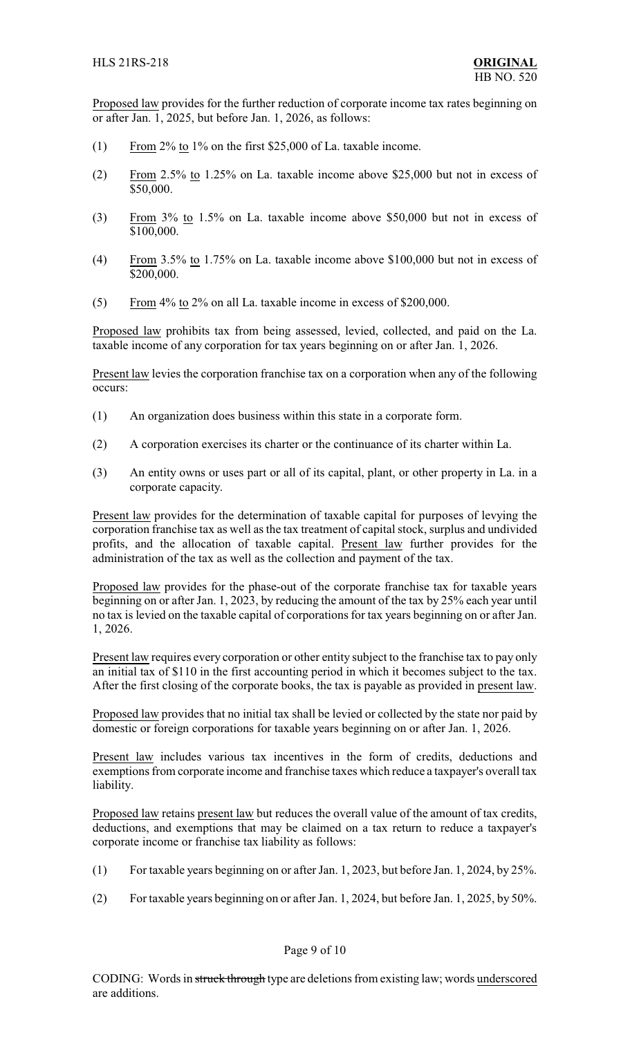Proposed law provides for the further reduction of corporate income tax rates beginning on or after Jan. 1, 2025, but before Jan. 1, 2026, as follows:

(1) From 2% to 1% on the first $25,000 of La. taxable income.

(2) From 2.5% to 1.25% on La. taxable income above $25,000 but not in excess of $50,000.

(3) From 3% to 1.5% on La. taxable income above $50,000 but not in excess of $100,000.

(4) From 3.5% to 1.75% on La. taxable income above $100,000 but not in excess of $200,000.

(5) From 4% to 2% on all La. taxable income in excess of $200,000.

Proposed law prohibits tax from being assessed, levied, collected, and paid on the La. taxable income of any corporation for tax years beginning on or after Jan. 1, 2026.

Present law levies the corporation franchise tax on a corporation when any of the following occurs:

(1) An organization does business within this state in a corporate form.

(2) A corporation exercises its charter or the continuance of its charter within La.

(3) An entity owns or uses part or all of its capital, plant, or other property in La. in a corporate capacity.

Present law provides for the determination of taxable capital for purposes of levying the corporation franchise tax as well as the tax treatment of capital stock, surplus and undivided profits, and the allocation of taxable capital. Present law further provides for the administration of the tax as well as the collection and payment of the tax.

Proposed law provides for the phase-out of the corporate franchise tax for taxable years beginning on or after Jan. 1, 2023, by reducing the amount of the tax by 25% each year until no tax is levied on the taxable capital of corporations for tax years beginning on or after Jan. 1, 2026.

Present law requires every corporation or other entity subject to the franchise tax to pay only an initial tax of $110 in the first accounting period in which it becomes subject to the tax. After the first closing of the corporate books, the tax is payable as provided in present law.

Proposed law provides that no initial tax shall be levied or collected by the state nor paid by domestic or foreign corporations for taxable years beginning on or after Jan. 1, 2026.

Present law includes various tax incentives in the form of credits, deductions and exemptions from corporate income and franchise taxes which reduce a taxpayer's overall tax liability.

Proposed law retains present law but reduces the overall value of the amount of tax credits, deductions, and exemptions that may be claimed on a tax return to reduce a taxpayer's corporate income or franchise tax liability as follows:

(1) For taxable years beginning on or after Jan. 1, 2023, but before Jan. 1, 2024, by 25%.

(2) For taxable years beginning on or after Jan. 1, 2024, but before Jan. 1, 2025, by 50%.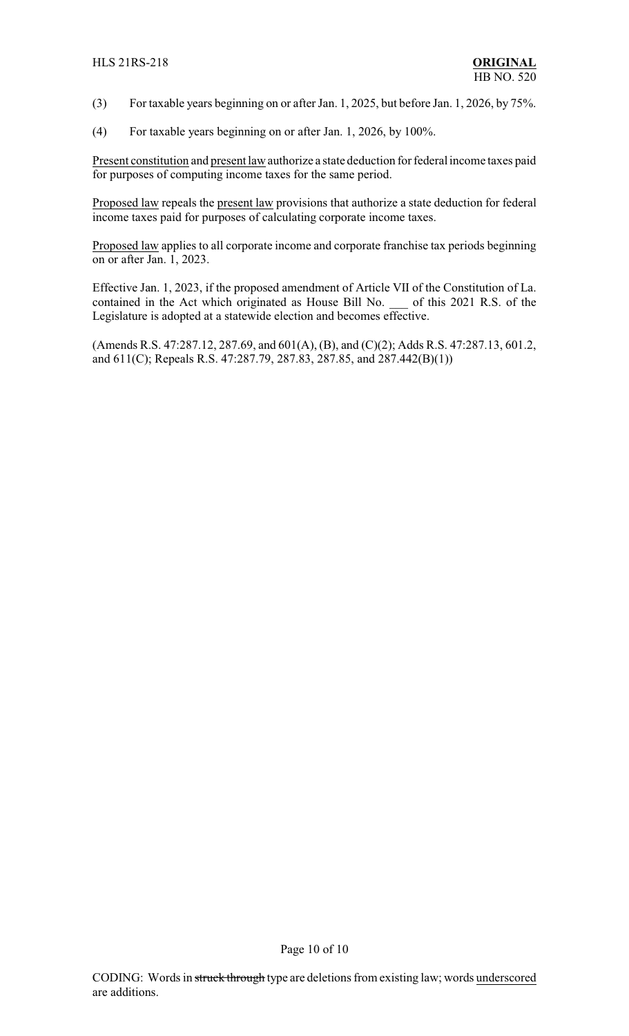(3) For taxable years beginning on or after Jan. 1, 2025, but before Jan. 1, 2026, by 75%.

(4) For taxable years beginning on or after Jan. 1, 2026, by 100%.

<u>Present constitution</u> and <u>present law</u> authorize a state deduction for federal income taxes paid for purposes of computing income taxes for the same period.

<u>Proposed law</u> repeals the <u>present law</u> provisions that authorize a state deduction for federal income taxes paid for purposes of calculating corporate income taxes.

<u>Proposed law</u> applies to all corporate income and corporate franchise tax periods beginning on or after Jan. 1, 2023.

Effective Jan. 1, 2023, if the proposed amendment of Article VII of the Constitution of La. contained in the Act which originated as House Bill No. ___ of this 2021 R.S. of the Legislature is adopted at a statewide election and becomes effective.

(Amends R.S. 47:287.12, 287.69, and 601(A), (B), and (C)(2); Adds R.S. 47:287.13, 601.2, and 611(C); Repeals R.S. 47:287.79, 287.83, 287.85, and 287.442(B)(1))

CODING: Words in ~~struck through~~ type are deletions from existing law; words <u>underscored</u> are additions.